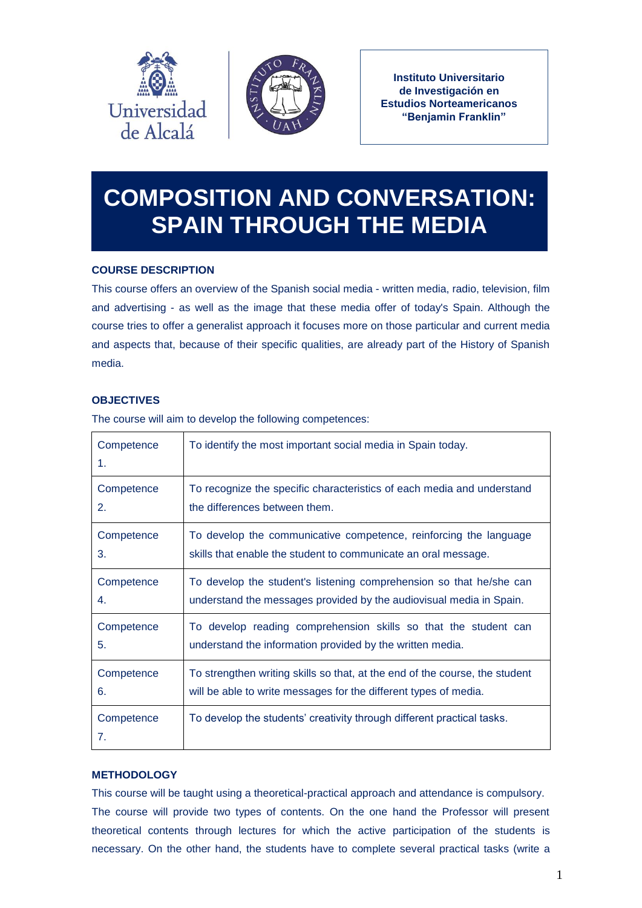Instituto Universitario de Investigación en Estudios Norteamericanos "Benjamin Franklin"

# COMPOSITION AND CONVERSATION: SPAIN THROUGH THE MEDIA

## COURSE DESCRIPTION

This course offers an overview of the Spanish social media - written media, radio, television, film and advertising - as well as the image that these media offer of today's Spain. Although the course tries to offer a generalist approach it focuses more on those particular and current media and aspects that, because of their specific qualities, are already part of the History of Spanish media.

## OBJECTIVES

The course will aim to develop the following competences:

| | |
|---|---|
| Competence 1. | To identify the most important social media in Spain today. |
| Competence 2. | To recognize the specific characteristics of each media and understand the differences between them. |
| Competence 3. | To develop the communicative competence, reinforcing the language skills that enable the student to communicate an oral message. |
| Competence 4. | To develop the student's listening comprehension so that he/she can understand the messages provided by the audiovisual media in Spain. |
| Competence 5. | To develop reading comprehension skills so that the student can understand the information provided by the written media. |
| Competence 6. | To strengthen writing skills so that, at the end of the course, the student will be able to write messages for the different types of media. |
| Competence 7. | To develop the students' creativity through different practical tasks. |

## METHODOLOGY

This course will be taught using a theoretical-practical approach and attendance is compulsory. The course will provide two types of contents. On the one hand the Professor will present theoretical contents through lectures for which the active participation of the students is necessary. On the other hand, the students have to complete several practical tasks (write a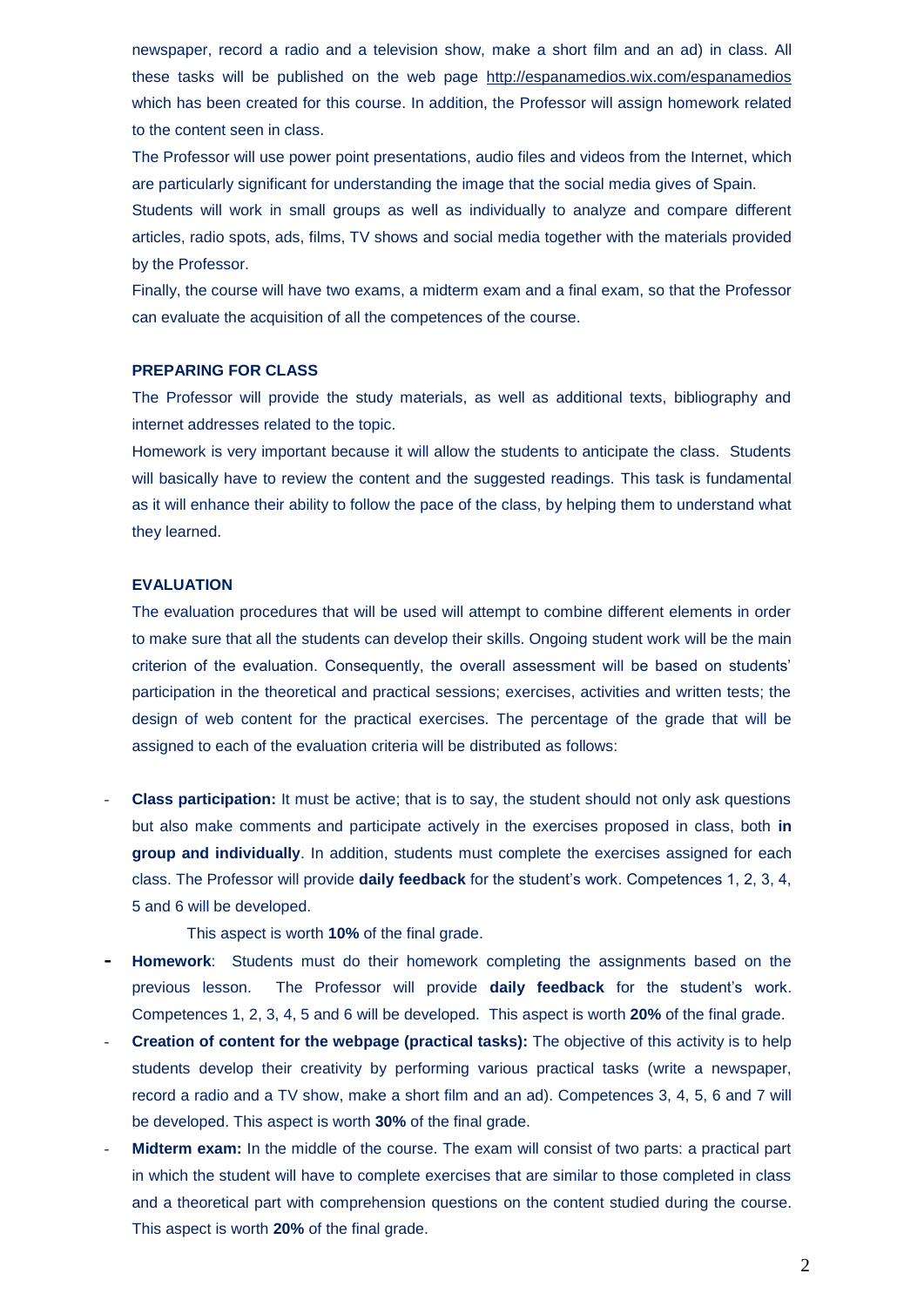newspaper, record a radio and a television show, make a short film and an ad) in class. All these tasks will be published on the web page http://espanamedios.wix.com/espanamedios which has been created for this course. In addition, the Professor will assign homework related to the content seen in class.

The Professor will use power point presentations, audio files and videos from the Internet, which are particularly significant for understanding the image that the social media gives of Spain.

Students will work in small groups as well as individually to analyze and compare different articles, radio spots, ads, films, TV shows and social media together with the materials provided by the Professor.

Finally, the course will have two exams, a midterm exam and a final exam, so that the Professor can evaluate the acquisition of all the competences of the course.

## PREPARING FOR CLASS

The Professor will provide the study materials, as well as additional texts, bibliography and internet addresses related to the topic.

Homework is very important because it will allow the students to anticipate the class. Students will basically have to review the content and the suggested readings. This task is fundamental as it will enhance their ability to follow the pace of the class, by helping them to understand what they learned.

## EVALUATION

The evaluation procedures that will be used will attempt to combine different elements in order to make sure that all the students can develop their skills. Ongoing student work will be the main criterion of the evaluation. Consequently, the overall assessment will be based on students' participation in the theoretical and practical sessions; exercises, activities and written tests; the design of web content for the practical exercises. The percentage of the grade that will be assigned to each of the evaluation criteria will be distributed as follows:

- **Class participation:** It must be active; that is to say, the student should not only ask questions but also make comments and participate actively in the exercises proposed in class, both **in group and individually**. In addition, students must complete the exercises assigned for each class. The Professor will provide **daily feedback** for the student's work. Competences 1, 2, 3, 4, 5 and 6 will be developed.

  This aspect is worth **10%** of the final grade.
- **Homework**: Students must do their homework completing the assignments based on the previous lesson. The Professor will provide **daily feedback** for the student's work. Competences 1, 2, 3, 4, 5 and 6 will be developed. This aspect is worth **20%** of the final grade.
- **Creation of content for the webpage (practical tasks):** The objective of this activity is to help students develop their creativity by performing various practical tasks (write a newspaper, record a radio and a TV show, make a short film and an ad). Competences 3, 4, 5, 6 and 7 will be developed. This aspect is worth **30%** of the final grade.
- **Midterm exam:** In the middle of the course. The exam will consist of two parts: a practical part in which the student will have to complete exercises that are similar to those completed in class and a theoretical part with comprehension questions on the content studied during the course. This aspect is worth **20%** of the final grade.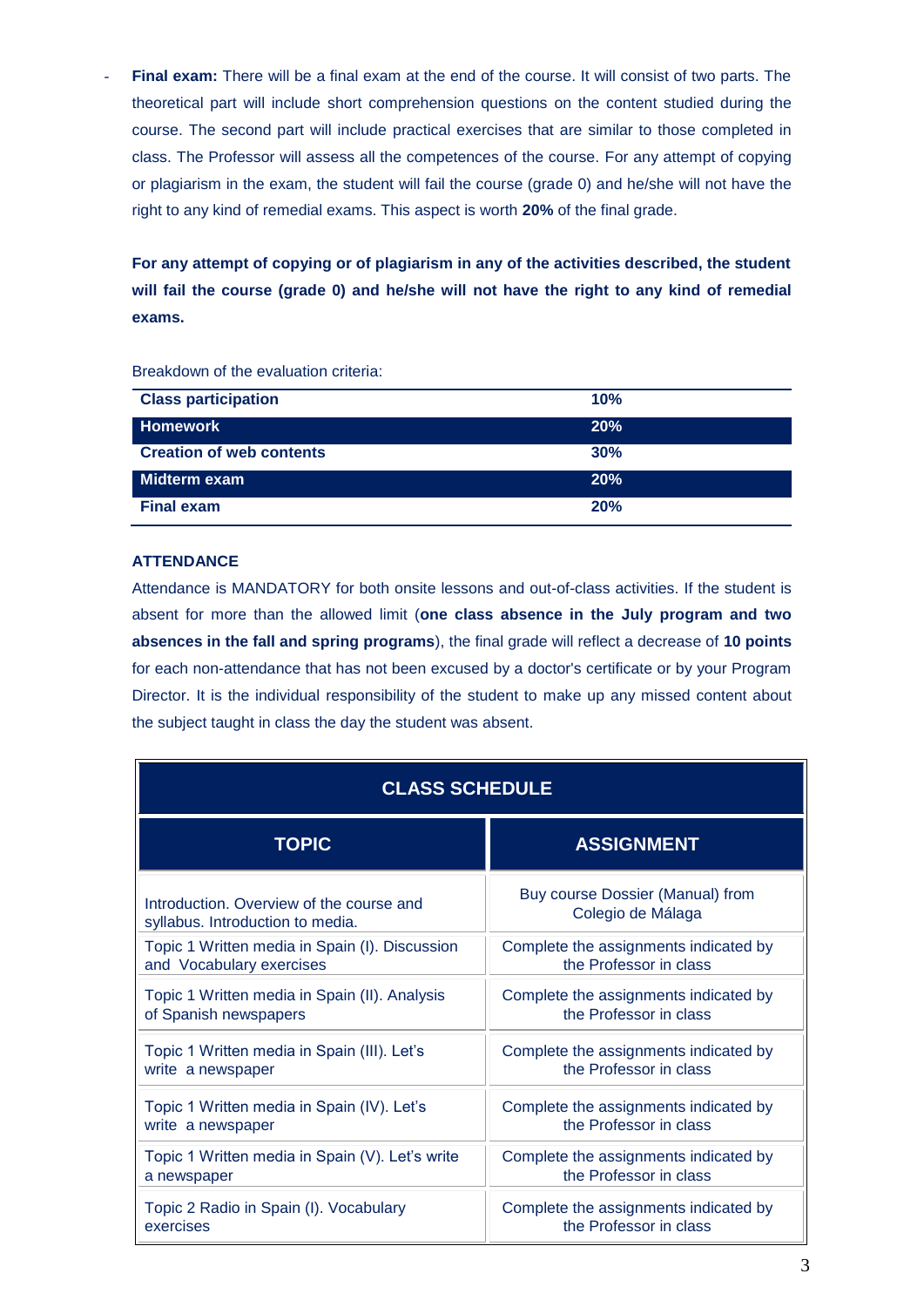- **Final exam:** There will be a final exam at the end of the course. It will consist of two parts. The theoretical part will include short comprehension questions on the content studied during the course. The second part will include practical exercises that are similar to those completed in class. The Professor will assess all the competences of the course. For any attempt of copying or plagiarism in the exam, the student will fail the course (grade 0) and he/she will not have the right to any kind of remedial exams. This aspect is worth **20%** of the final grade.

**For any attempt of copying or of plagiarism in any of the activities described, the student will fail the course (grade 0) and he/she will not have the right to any kind of remedial exams.**

Breakdown of the evaluation criteria:

| Criterion | Weight |
|---|---|
| **Class participation** | **10%** |
| **Homework** | **20%** |
| **Creation of web contents** | **30%** |
| **Midterm exam** | **20%** |
| **Final exam** | **20%** |

**ATTENDANCE**

Attendance is MANDATORY for both onsite lessons and out-of-class activities. If the student is absent for more than the allowed limit (**one class absence in the July program and two absences in the fall and spring programs**), the final grade will reflect a decrease of **10 points** for each non-attendance that has not been excused by a doctor's certificate or by your Program Director. It is the individual responsibility of the student to make up any missed content about the subject taught in class the day the student was absent.

| CLASS SCHEDULE | |
|---|---|
| **TOPIC** | **ASSIGNMENT** |
| Introduction. Overview of the course and syllabus. Introduction to media. | Buy course Dossier (Manual) from Colegio de Málaga |
| Topic 1 Written media in Spain (I). Discussion and Vocabulary exercises | Complete the assignments indicated by the Professor in class |
| Topic 1 Written media in Spain (II). Analysis of Spanish newspapers | Complete the assignments indicated by the Professor in class |
| Topic 1 Written media in Spain (III). Let's write a newspaper | Complete the assignments indicated by the Professor in class |
| Topic 1 Written media in Spain (IV). Let's write a newspaper | Complete the assignments indicated by the Professor in class |
| Topic 1 Written media in Spain (V). Let's write a newspaper | Complete the assignments indicated by the Professor in class |
| Topic 2 Radio in Spain (I). Vocabulary exercises | Complete the assignments indicated by the Professor in class |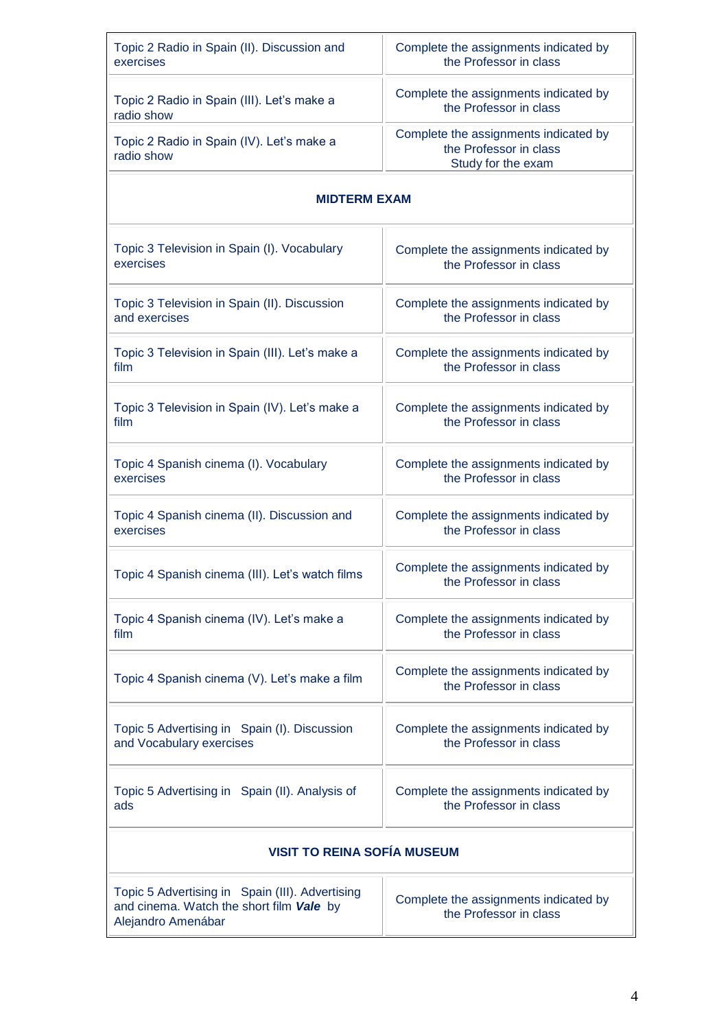| | |
|---|---|
| Topic 2 Radio in Spain (II). Discussion and exercises | Complete the assignments indicated by the Professor in class |
| Topic 2 Radio in Spain (III). Let's make a radio show | Complete the assignments indicated by the Professor in class |
| Topic 2 Radio in Spain (IV). Let's make a radio show | Complete the assignments indicated by the Professor in class<br>Study for the exam |
| **MIDTERM EXAM** | |
| Topic 3 Television in Spain (I). Vocabulary exercises | Complete the assignments indicated by the Professor in class |
| Topic 3 Television in Spain (II). Discussion and exercises | Complete the assignments indicated by the Professor in class |
| Topic 3 Television in Spain (III). Let's make a film | Complete the assignments indicated by the Professor in class |
| Topic 3 Television in Spain (IV). Let's make a film | Complete the assignments indicated by the Professor in class |
| Topic 4 Spanish cinema (I). Vocabulary exercises | Complete the assignments indicated by the Professor in class |
| Topic 4 Spanish cinema (II). Discussion and exercises | Complete the assignments indicated by the Professor in class |
| Topic 4 Spanish cinema (III). Let's watch films | Complete the assignments indicated by the Professor in class |
| Topic 4 Spanish cinema (IV). Let's make a film | Complete the assignments indicated by the Professor in class |
| Topic 4 Spanish cinema (V). Let's make a film | Complete the assignments indicated by the Professor in class |
| Topic 5 Advertising in Spain (I). Discussion and Vocabulary exercises | Complete the assignments indicated by the Professor in class |
| Topic 5 Advertising in Spain (II). Analysis of ads | Complete the assignments indicated by the Professor in class |
| **VISIT TO REINA SOFÍA MUSEUM** | |
| Topic 5 Advertising in Spain (III). Advertising and cinema. Watch the short film ***Vale*** by Alejandro Amenábar | Complete the assignments indicated by the Professor in class |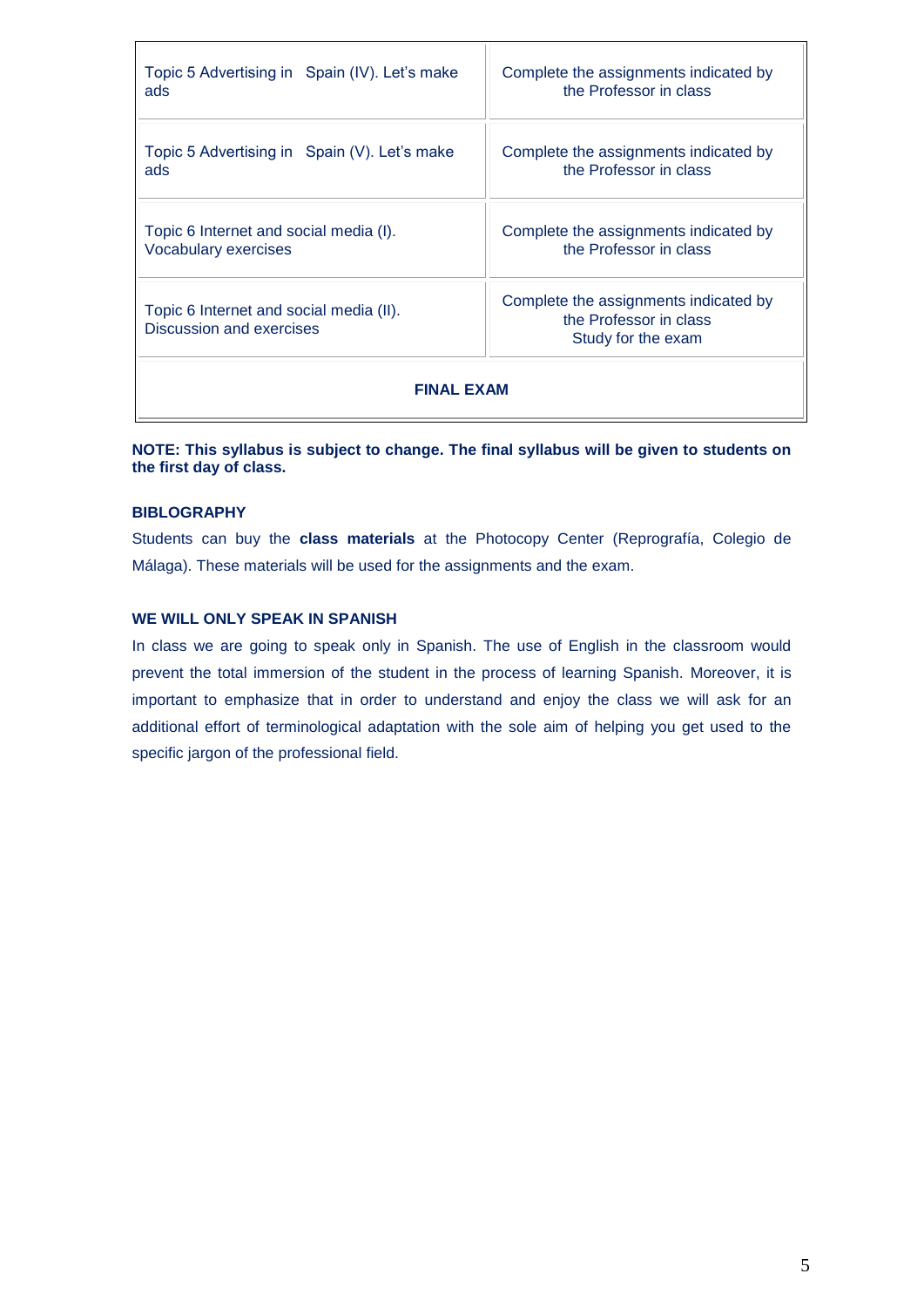| | |
|---|---|
| Topic 5 Advertising in Spain (IV). Let's make ads | Complete the assignments indicated by the Professor in class |
| Topic 5 Advertising in Spain (V). Let's make ads | Complete the assignments indicated by the Professor in class |
| Topic 6 Internet and social media (I). Vocabulary exercises | Complete the assignments indicated by the Professor in class |
| Topic 6 Internet and social media (II). Discussion and exercises | Complete the assignments indicated by the Professor in class<br>Study for the exam |
| **FINAL EXAM** | |

**NOTE: This syllabus is subject to change. The final syllabus will be given to students on the first day of class.**

**BIBLOGRAPHY**

Students can buy the **class materials** at the Photocopy Center (Reprografía, Colegio de Málaga). These materials will be used for the assignments and the exam.

**WE WILL ONLY SPEAK IN SPANISH**

In class we are going to speak only in Spanish. The use of English in the classroom would prevent the total immersion of the student in the process of learning Spanish. Moreover, it is important to emphasize that in order to understand and enjoy the class we will ask for an additional effort of terminological adaptation with the sole aim of helping you get used to the specific jargon of the professional field.